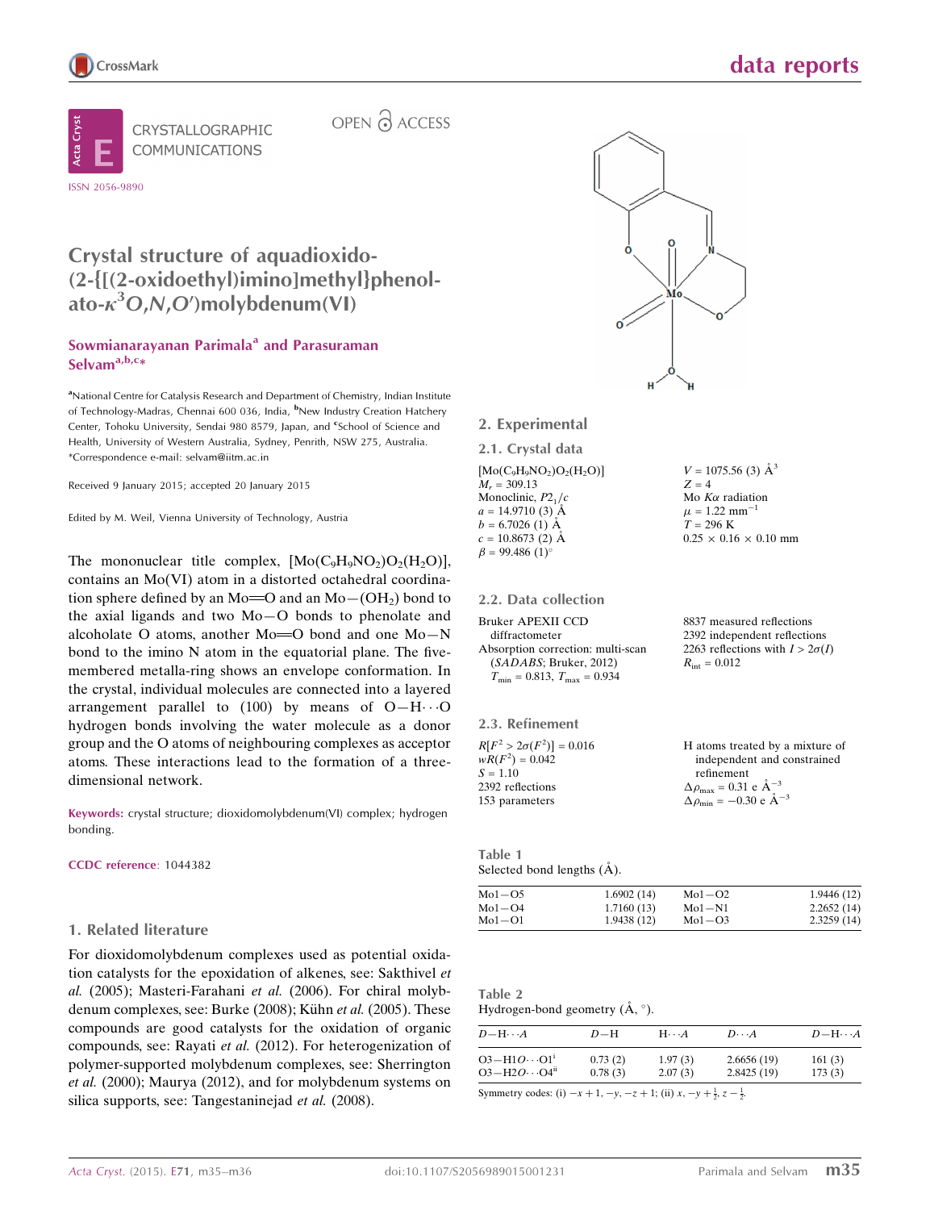CRYSTALLOGRAPHIC COMMUNICATIONS

ISSN 2056-9890

OPEN ACCESS

# Crystal structure of aquadioxido(2-{[(2-oxidoethyl)imino]methyl}phenolato-$\kappa^3O,N,O'$)molybdenum(VI)

**Sowmianarayanan Parimala[a] and Parasuraman Selvam[a,b,c]***

[a]National Centre for Catalysis Research and Department of Chemistry, Indian Institute of Technology-Madras, Chennai 600 036, India, [b]New Industry Creation Hatchery Center, Tohoku University, Sendai 980 8579, Japan, and [c]School of Science and Health, University of Western Australia, Sydney, Penrith, NSW 275, Australia. *Correspondence e-mail: selvam@iitm.ac.in

Received 9 January 2015; accepted 20 January 2015

Edited by M. Weil, Vienna University of Technology, Austria

The mononuclear title complex, $[Mo(C_9H_9NO_2)O_2(H_2O)]$, contains an Mo(VI) atom in a distorted octahedral coordination sphere defined by an Mo=O and an Mo—($OH_2$) bond to the axial ligands and two Mo—O bonds to phenolate and alcoholate O atoms, another Mo=O bond and one Mo—N bond to the imino N atom in the equatorial plane. The five-membered metalla-ring shows an envelope conformation. In the crystal, individual molecules are connected into a layered arrangement parallel to (100) by means of O—H···O hydrogen bonds involving the water molecule as a donor group and the O atoms of neighbouring complexes as acceptor atoms. These interactions lead to the formation of a three-dimensional network.

**Keywords:** crystal structure; dioxidomolybdenum(VI) complex; hydrogen bonding.

**CCDC reference**: 1044382

## 1. Related literature

For dioxidomolybdenum complexes used as potential oxidation catalysts for the epoxidation of alkenes, see: Sakthivel *et al.* (2005); Masteri-Farahani *et al.* (2006). For chiral molybdenum complexes, see: Burke (2008); Kühn *et al.* (2005). These compounds are good catalysts for the oxidation of organic compounds, see: Rayati *et al.* (2012). For heterogenization of polymer-supported molybdenum complexes, see: Sherrington *et al.* (2000); Maurya (2012), and for molybdenum systems on silica supports, see: Tangestaninejad *et al.* (2008).

## 2. Experimental

### 2.1. Crystal data

$[Mo(C_9H_9NO_2)O_2(H_2O)]$
$M_r$ = 309.13
Monoclinic, $P2_1/c$
$a$ = 14.9710 (3) Å
$b$ = 6.7026 (1) Å
$c$ = 10.8673 (2) Å
$\beta$ = 99.486 (1)°
$V$ = 1075.56 (3) Å$^3$
$Z$ = 4
Mo $K\alpha$ radiation
$\mu$ = 1.22 mm$^{-1}$
$T$ = 296 K
0.25 × 0.16 × 0.10 mm

### 2.2. Data collection

Bruker APEXII CCD diffractometer
Absorption correction: multi-scan (*SADABS*; Bruker, 2012)
$T_{min}$ = 0.813, $T_{max}$ = 0.934
8837 measured reflections
2392 independent reflections
2263 reflections with $I > 2\sigma(I)$
$R_{int}$ = 0.012

### 2.3. Refinement

$R[F^2 > 2\sigma(F^2)]$ = 0.016
$wR(F^2)$ = 0.042
$S$ = 1.10
2392 reflections
153 parameters
H atoms treated by a mixture of independent and constrained refinement
$\Delta\rho_{max}$ = 0.31 e Å$^{-3}$
$\Delta\rho_{min}$ = −0.30 e Å$^{-3}$

Table 1
Selected bond lengths (Å).

| | | | |
|---|---|---|---|
| Mo1—O5 | 1.6902 (14) | Mo1—O2 | 1.9446 (12) |
| Mo1—O4 | 1.7160 (13) | Mo1—N1 | 2.2652 (14) |
| Mo1—O1 | 1.9438 (12) | Mo1—O3 | 2.3259 (14) |

Table 2
Hydrogen-bond geometry (Å, °).

| $D$—H···$A$ | $D$—H | H···$A$ | $D$···$A$ | $D$—H···$A$ |
|---|---|---|---|---|
| O3—H1O···O1$^{i}$ | 0.73 (2) | 1.97 (3) | 2.6656 (19) | 161 (3) |
| O3—H2O···O4$^{ii}$ | 0.78 (3) | 2.07 (3) | 2.8425 (19) | 173 (3) |

Symmetry codes: (i) $-x+1, -y, -z+1$; (ii) $x, -y+\frac{1}{2}, z-\frac{1}{2}$.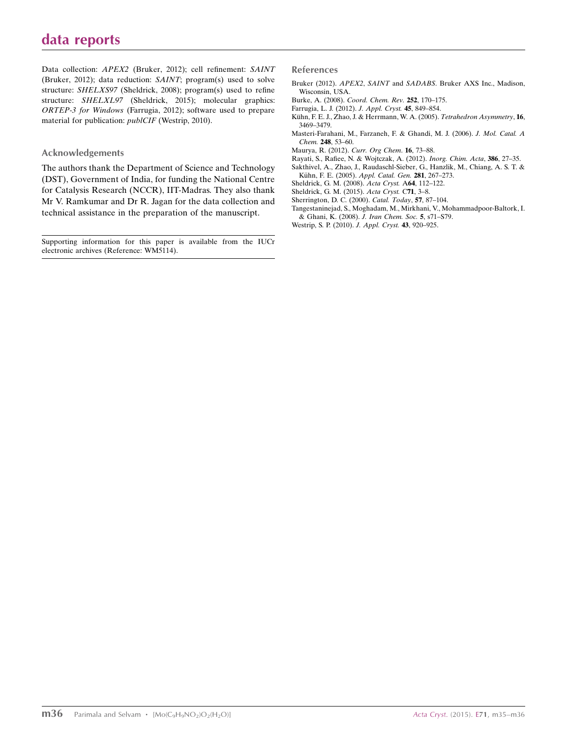Data collection: *APEX2* (Bruker, 2012); cell refinement: *SAINT* (Bruker, 2012); data reduction: *SAINT*; program(s) used to solve structure: *SHELXS97* (Sheldrick, 2008); program(s) used to refine structure: *SHELXL97* (Sheldrick, 2015); molecular graphics: *ORTEP-3 for Windows* (Farrugia, 2012); software used to prepare material for publication: *publCIF* (Westrip, 2010).

### Acknowledgements

The authors thank the Department of Science and Technology (DST), Government of India, for funding the National Centre for Catalysis Research (NCCR), IIT-Madras. They also thank Mr V. Ramkumar and Dr R. Jagan for the data collection and technical assistance in the preparation of the manuscript.

Supporting information for this paper is available from the IUCr electronic archives (Reference: WM5114).

### References

Bruker (2012). *APEX2*, *SAINT* and *SADABS*. Bruker AXS Inc., Madison, Wisconsin, USA.

Burke, A. (2008). *Coord. Chem. Rev.* **252**, 170–175.

Farrugia, L. J. (2012). *J. Appl. Cryst.* **45**, 849–854.

Kühn, F. E. J., Zhao, J. & Herrmann, W. A. (2005). *Tetrahedron Asymmetry*, **16**, 3469–3479.

Masteri-Farahani, M., Farzaneh, F. & Ghandi, M. J. (2006). *J. Mol. Catal. A Chem.* **248**, 53–60.

Maurya, R. (2012). *Curr. Org Chem.* **16**, 73–88.

Rayati, S., Rafiee, N. & Wojtczak, A. (2012). *Inorg. Chim. Acta*, **386**, 27–35.

Sakthivel, A., Zhao, J., Raudaschl-Sieber, G., Hanzlik, M., Chiang, A. S. T. & Kühn, F. E. (2005). *Appl. Catal. Gen.* **281**, 267–273.

Sheldrick, G. M. (2008). *Acta Cryst.* A**64**, 112–122.

Sheldrick, G. M. (2015). *Acta Cryst.* C**71**, 3–8.

Sherrington, D. C. (2000). *Catal. Today*, **57**, 87–104.

Tangestaninejad, S., Moghadam, M., Mirkhani, V., Mohammadpoor-Baltork, I. & Ghani, K. (2008). *J. Iran Chem. Soc.* **5**, s71–S79.

Westrip, S. P. (2010). *J. Appl. Cryst.* **43**, 920–925.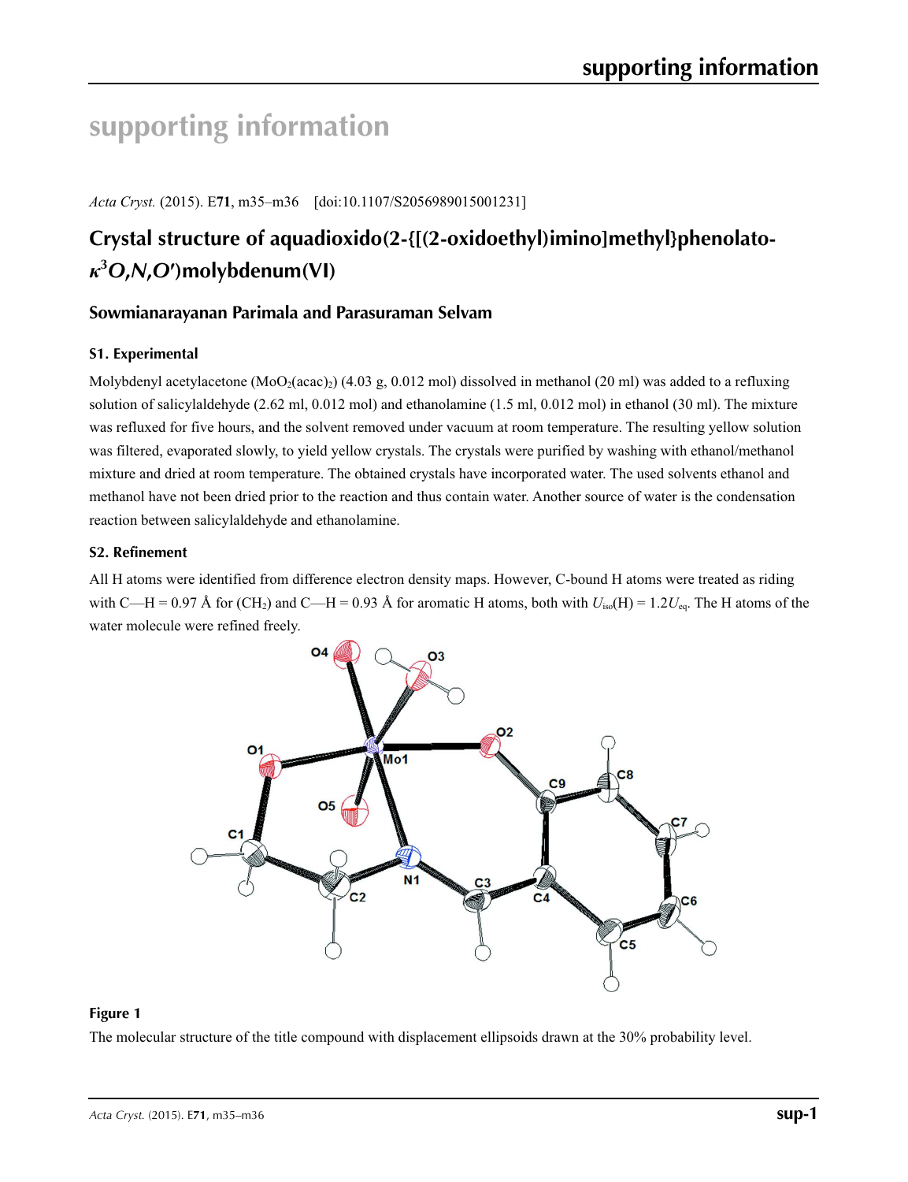# supporting information

*Acta Cryst.* (2015). E**71**, m35–m36 [doi:10.1107/S2056989015001231]

## Crystal structure of aquadioxido(2-{[(2-oxidoethyl)imino]methyl}phenolato-$\kappa^3$*O,N,O′*)molybdenum(VI)

### Sowmianarayanan Parimala and Parasuraman Selvam

#### S1. Experimental

Molybdenyl acetylacetone ($MoO_2(acac)_2$) (4.03 g, 0.012 mol) dissolved in methanol (20 ml) was added to a refluxing solution of salicylaldehyde (2.62 ml, 0.012 mol) and ethanolamine (1.5 ml, 0.012 mol) in ethanol (30 ml). The mixture was refluxed for five hours, and the solvent removed under vacuum at room temperature. The resulting yellow solution was filtered, evaporated slowly, to yield yellow crystals. The crystals were purified by washing with ethanol/methanol mixture and dried at room temperature. The obtained crystals have incorporated water. The used solvents ethanol and methanol have not been dried prior to the reaction and thus contain water. Another source of water is the condensation reaction between salicylaldehyde and ethanolamine.

#### S2. Refinement

All H atoms were identified from difference electron density maps. However, C-bound H atoms were treated as riding with C—H = 0.97 Å for ($CH_2$) and C—H = 0.93 Å for aromatic H atoms, both with $U_{iso}$(H) = 1.2$U_{eq}$. The H atoms of the water molecule were refined freely.

**Figure 1**

The molecular structure of the title compound with displacement ellipsoids drawn at the 30% probability level.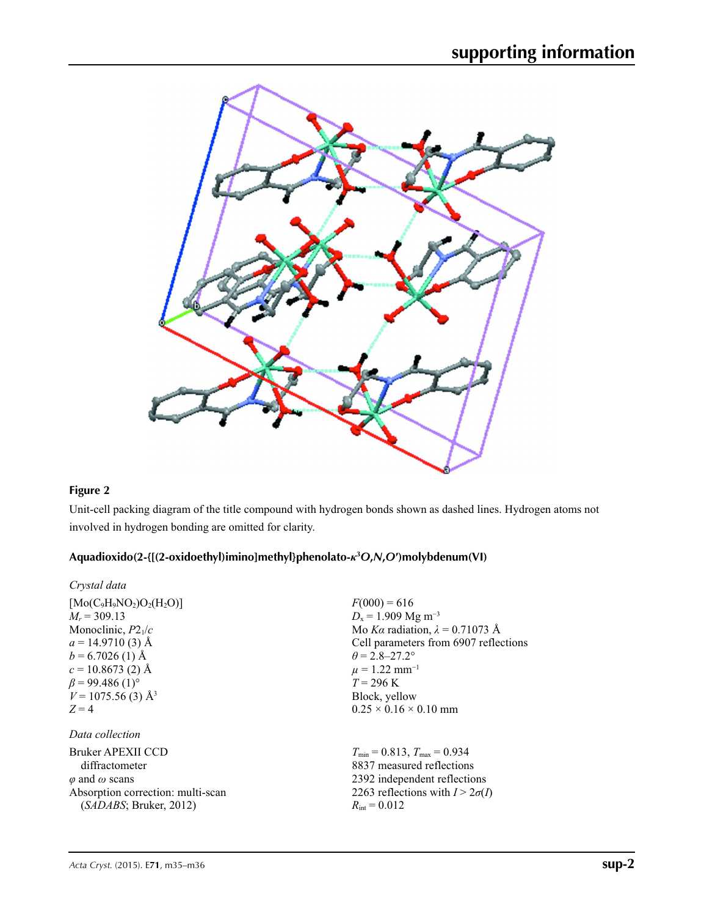**Figure 2**

Unit-cell packing diagram of the title compound with hydrogen bonds shown as dashed lines. Hydrogen atoms not involved in hydrogen bonding are omitted for clarity.

## Aquadioxido(2-{[(2-oxidoethyl)imino]methyl}phenolato-$\kappa^3O,N,O'$)molybdenum(VI)

### *Crystal data*

$[Mo(C_9H_9NO_2)O_2(H_2O)]$
$M_r = 309.13$
Monoclinic, $P2_1/c$
$a = 14.9710$ (3) Å
$b = 6.7026$ (1) Å
$c = 10.8673$ (2) Å
$\beta = 99.486$ (1)°
$V = 1075.56$ (3) Å$^3$
$Z = 4$
$F(000) = 616$
$D_x = 1.909$ Mg m$^{-3}$
Mo $K\alpha$ radiation, $\lambda = 0.71073$ Å
Cell parameters from 6907 reflections
$\theta = 2.8$–$27.2°$
$\mu = 1.22$ mm$^{-1}$
$T = 296$ K
Block, yellow
0.25 × 0.16 × 0.10 mm

### *Data collection*

Bruker APEXII CCD diffractometer
$\varphi$ and $\omega$ scans
Absorption correction: multi-scan (*SADABS*; Bruker, 2012)
$T_{min} = 0.813$, $T_{max} = 0.934$
8837 measured reflections
2392 independent reflections
2263 reflections with $I > 2\sigma(I)$
$R_{int} = 0.012$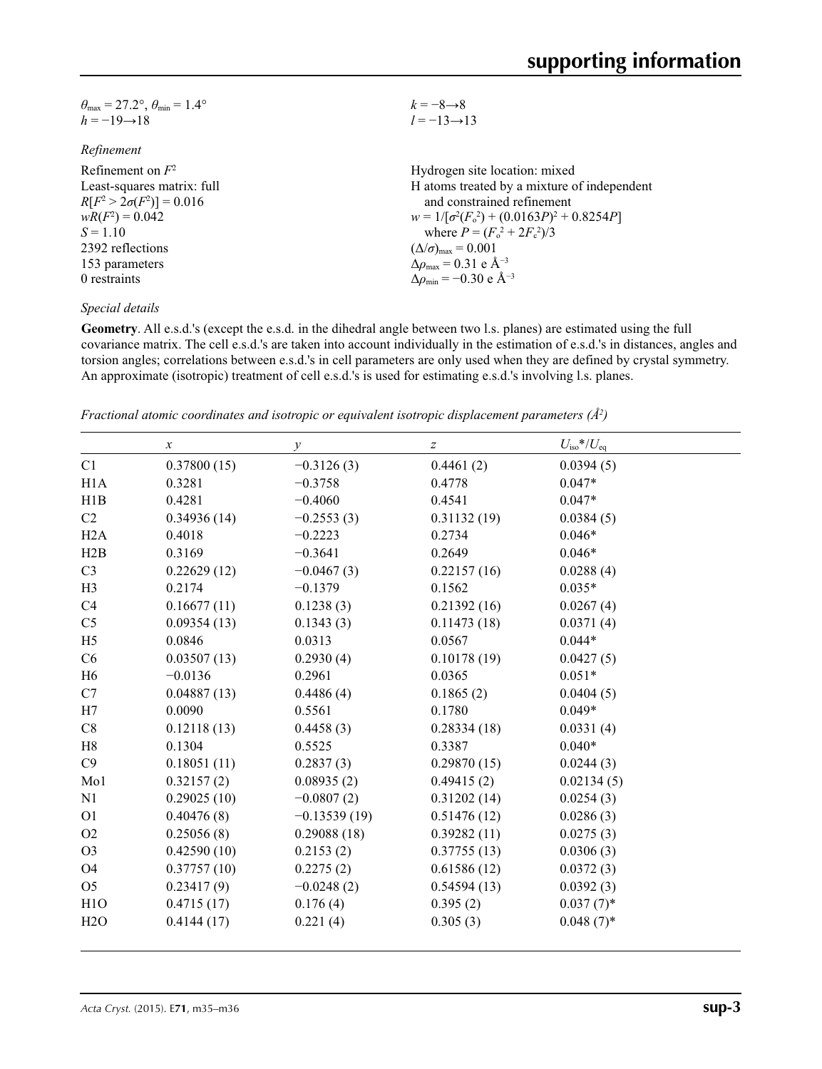$\theta_{max} = 27.2°$, $\theta_{min} = 1.4°$
$h = -19 \rightarrow 18$
$k = -8 \rightarrow 8$
$l = -13 \rightarrow 13$

*Refinement*

Refinement on $F^2$
Least-squares matrix: full
$R[F^2 > 2\sigma(F^2)] = 0.016$
$wR(F^2) = 0.042$
$S = 1.10$
2392 reflections
153 parameters
0 restraints
Hydrogen site location: mixed
H atoms treated by a mixture of independent and constrained refinement
$w = 1/[\sigma^2(F_o^2) + (0.0163P)^2 + 0.8254P]$ where $P = (F_o^2 + 2F_c^2)/3$
$(\Delta/\sigma)_{max} = 0.001$
$\Delta\rho_{max} = 0.31$ e Å$^{-3}$
$\Delta\rho_{min} = -0.30$ e Å$^{-3}$

*Special details*

**Geometry**. All e.s.d.'s (except the e.s.d. in the dihedral angle between two l.s. planes) are estimated using the full covariance matrix. The cell e.s.d.'s are taken into account individually in the estimation of e.s.d.'s in distances, angles and torsion angles; correlations between e.s.d.'s in cell parameters are only used when they are defined by crystal symmetry. An approximate (isotropic) treatment of cell e.s.d.'s is used for estimating e.s.d.'s involving l.s. planes.

*Fractional atomic coordinates and isotropic or equivalent isotropic displacement parameters (Å$^2$)*

| | $x$ | $y$ | $z$ | $U_{iso}$*/$U_{eq}$ |
|---|---|---|---|---|
| C1 | 0.37800 (15) | −0.3126 (3) | 0.4461 (2) | 0.0394 (5) |
| H1A | 0.3281 | −0.3758 | 0.4778 | 0.047* |
| H1B | 0.4281 | −0.4060 | 0.4541 | 0.047* |
| C2 | 0.34936 (14) | −0.2553 (3) | 0.31132 (19) | 0.0384 (5) |
| H2A | 0.4018 | −0.2223 | 0.2734 | 0.046* |
| H2B | 0.3169 | −0.3641 | 0.2649 | 0.046* |
| C3 | 0.22629 (12) | −0.0467 (3) | 0.22157 (16) | 0.0288 (4) |
| H3 | 0.2174 | −0.1379 | 0.1562 | 0.035* |
| C4 | 0.16677 (11) | 0.1238 (3) | 0.21392 (16) | 0.0267 (4) |
| C5 | 0.09354 (13) | 0.1343 (3) | 0.11473 (18) | 0.0371 (4) |
| H5 | 0.0846 | 0.0313 | 0.0567 | 0.044* |
| C6 | 0.03507 (13) | 0.2930 (4) | 0.10178 (19) | 0.0427 (5) |
| H6 | −0.0136 | 0.2961 | 0.0365 | 0.051* |
| C7 | 0.04887 (13) | 0.4486 (4) | 0.1865 (2) | 0.0404 (5) |
| H7 | 0.0090 | 0.5561 | 0.1780 | 0.049* |
| C8 | 0.12118 (13) | 0.4458 (3) | 0.28334 (18) | 0.0331 (4) |
| H8 | 0.1304 | 0.5525 | 0.3387 | 0.040* |
| C9 | 0.18051 (11) | 0.2837 (3) | 0.29870 (15) | 0.0244 (3) |
| Mo1 | 0.32157 (2) | 0.08935 (2) | 0.49415 (2) | 0.02134 (5) |
| N1 | 0.29025 (10) | −0.0807 (2) | 0.31202 (14) | 0.0254 (3) |
| O1 | 0.40476 (8) | −0.13539 (19) | 0.51476 (12) | 0.0286 (3) |
| O2 | 0.25056 (8) | 0.29088 (18) | 0.39282 (11) | 0.0275 (3) |
| O3 | 0.42590 (10) | 0.2153 (2) | 0.37755 (13) | 0.0306 (3) |
| O4 | 0.37757 (10) | 0.2275 (2) | 0.61586 (12) | 0.0372 (3) |
| O5 | 0.23417 (9) | −0.0248 (2) | 0.54594 (13) | 0.0392 (3) |
| H1O | 0.4715 (17) | 0.176 (4) | 0.395 (2) | 0.037 (7)* |
| H2O | 0.4144 (17) | 0.221 (4) | 0.305 (3) | 0.048 (7)* |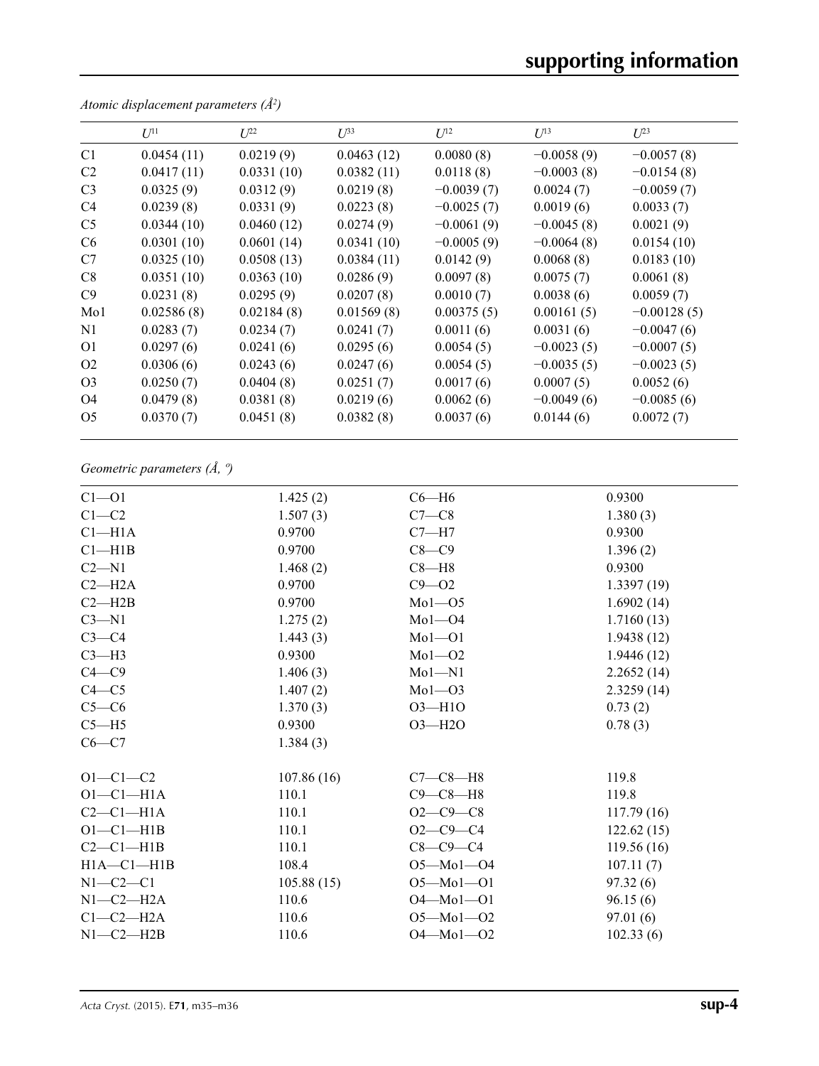*Atomic displacement parameters (Å²)*

| | $U^{11}$ | $U^{22}$ | $U^{33}$ | $U^{12}$ | $U^{13}$ | $U^{23}$ |
|---|---|---|---|---|---|---|
| C1 | 0.0454 (11) | 0.0219 (9) | 0.0463 (12) | 0.0080 (8) | −0.0058 (9) | −0.0057 (8) |
| C2 | 0.0417 (11) | 0.0331 (10) | 0.0382 (11) | 0.0118 (8) | −0.0003 (8) | −0.0154 (8) |
| C3 | 0.0325 (9) | 0.0312 (9) | 0.0219 (8) | −0.0039 (7) | 0.0024 (7) | −0.0059 (7) |
| C4 | 0.0239 (8) | 0.0331 (9) | 0.0223 (8) | −0.0025 (7) | 0.0019 (6) | 0.0033 (7) |
| C5 | 0.0344 (10) | 0.0460 (12) | 0.0274 (9) | −0.0061 (9) | −0.0045 (8) | 0.0021 (9) |
| C6 | 0.0301 (10) | 0.0601 (14) | 0.0341 (10) | −0.0005 (9) | −0.0064 (8) | 0.0154 (10) |
| C7 | 0.0325 (10) | 0.0508 (13) | 0.0384 (11) | 0.0142 (9) | 0.0068 (8) | 0.0183 (10) |
| C8 | 0.0351 (10) | 0.0363 (10) | 0.0286 (9) | 0.0097 (8) | 0.0075 (7) | 0.0061 (8) |
| C9 | 0.0231 (8) | 0.0295 (9) | 0.0207 (8) | 0.0010 (7) | 0.0038 (6) | 0.0059 (7) |
| Mo1 | 0.02586 (8) | 0.02184 (8) | 0.01569 (8) | 0.00375 (5) | 0.00161 (5) | −0.00128 (5) |
| N1 | 0.0283 (7) | 0.0234 (7) | 0.0241 (7) | 0.0011 (6) | 0.0031 (6) | −0.0047 (6) |
| O1 | 0.0297 (6) | 0.0241 (6) | 0.0295 (6) | 0.0054 (5) | −0.0023 (5) | −0.0007 (5) |
| O2 | 0.0306 (6) | 0.0243 (6) | 0.0247 (6) | 0.0054 (5) | −0.0035 (5) | −0.0023 (5) |
| O3 | 0.0250 (7) | 0.0404 (8) | 0.0251 (7) | 0.0017 (6) | 0.0007 (5) | 0.0052 (6) |
| O4 | 0.0479 (8) | 0.0381 (8) | 0.0219 (6) | 0.0062 (6) | −0.0049 (6) | −0.0085 (6) |
| O5 | 0.0370 (7) | 0.0451 (8) | 0.0382 (8) | 0.0037 (6) | 0.0144 (6) | 0.0072 (7) |

*Geometric parameters (Å, º)*

| | | | |
|---|---|---|---|
| C1—O1 | 1.425 (2) | C6—H6 | 0.9300 |
| C1—C2 | 1.507 (3) | C7—C8 | 1.380 (3) |
| C1—H1A | 0.9700 | C7—H7 | 0.9300 |
| C1—H1B | 0.9700 | C8—C9 | 1.396 (2) |
| C2—N1 | 1.468 (2) | C8—H8 | 0.9300 |
| C2—H2A | 0.9700 | C9—O2 | 1.3397 (19) |
| C2—H2B | 0.9700 | Mo1—O5 | 1.6902 (14) |
| C3—N1 | 1.275 (2) | Mo1—O4 | 1.7160 (13) |
| C3—C4 | 1.443 (3) | Mo1—O1 | 1.9438 (12) |
| C3—H3 | 0.9300 | Mo1—O2 | 1.9446 (12) |
| C4—C9 | 1.406 (3) | Mo1—N1 | 2.2652 (14) |
| C4—C5 | 1.407 (2) | Mo1—O3 | 2.3259 (14) |
| C5—C6 | 1.370 (3) | O3—H1O | 0.73 (2) |
| C5—H5 | 0.9300 | O3—H2O | 0.78 (3) |
| C6—C7 | 1.384 (3) | | |
| | | | |
| O1—C1—C2 | 107.86 (16) | C7—C8—H8 | 119.8 |
| O1—C1—H1A | 110.1 | C9—C8—H8 | 119.8 |
| C2—C1—H1A | 110.1 | O2—C9—C8 | 117.79 (16) |
| O1—C1—H1B | 110.1 | O2—C9—C4 | 122.62 (15) |
| C2—C1—H1B | 110.1 | C8—C9—C4 | 119.56 (16) |
| H1A—C1—H1B | 108.4 | O5—Mo1—O4 | 107.11 (7) |
| N1—C2—C1 | 105.88 (15) | O5—Mo1—O1 | 97.32 (6) |
| N1—C2—H2A | 110.6 | O4—Mo1—O1 | 96.15 (6) |
| C1—C2—H2A | 110.6 | O5—Mo1—O2 | 97.01 (6) |
| N1—C2—H2B | 110.6 | O4—Mo1—O2 | 102.33 (6) |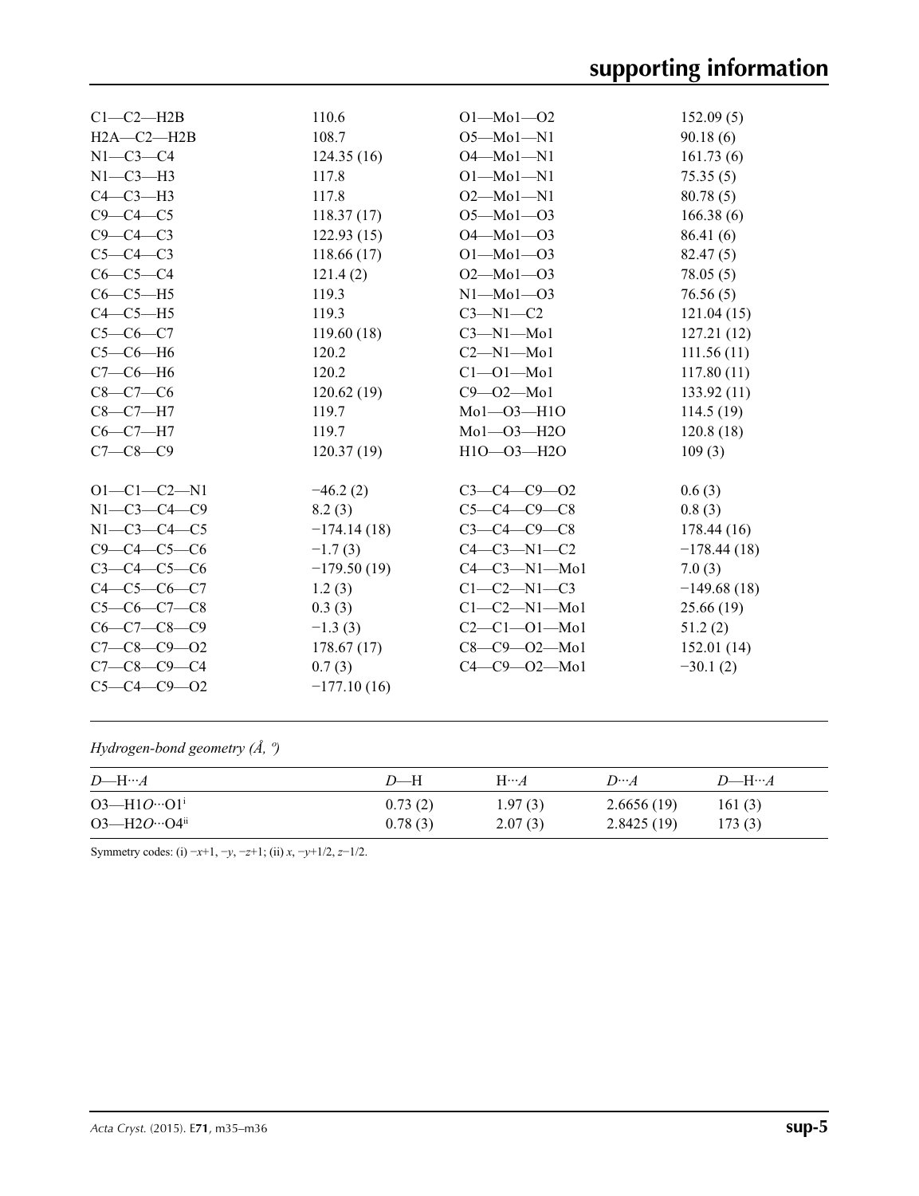| | | | |
|---|---|---|---|
| C1—C2—H2B | 110.6 | O1—Mo1—O2 | 152.09 (5) |
| H2A—C2—H2B | 108.7 | O5—Mo1—N1 | 90.18 (6) |
| N1—C3—C4 | 124.35 (16) | O4—Mo1—N1 | 161.73 (6) |
| N1—C3—H3 | 117.8 | O1—Mo1—N1 | 75.35 (5) |
| C4—C3—H3 | 117.8 | O2—Mo1—N1 | 80.78 (5) |
| C9—C4—C5 | 118.37 (17) | O5—Mo1—O3 | 166.38 (6) |
| C9—C4—C3 | 122.93 (15) | O4—Mo1—O3 | 86.41 (6) |
| C5—C4—C3 | 118.66 (17) | O1—Mo1—O3 | 82.47 (5) |
| C6—C5—C4 | 121.4 (2) | O2—Mo1—O3 | 78.05 (5) |
| C6—C5—H5 | 119.3 | N1—Mo1—O3 | 76.56 (5) |
| C4—C5—H5 | 119.3 | C3—N1—C2 | 121.04 (15) |
| C5—C6—C7 | 119.60 (18) | C3—N1—Mo1 | 127.21 (12) |
| C5—C6—H6 | 120.2 | C2—N1—Mo1 | 111.56 (11) |
| C7—C6—H6 | 120.2 | C1—O1—Mo1 | 117.80 (11) |
| C8—C7—C6 | 120.62 (19) | C9—O2—Mo1 | 133.92 (11) |
| C8—C7—H7 | 119.7 | Mo1—O3—H1O | 114.5 (19) |
| C6—C7—H7 | 119.7 | Mo1—O3—H2O | 120.8 (18) |
| C7—C8—C9 | 120.37 (19) | H1O—O3—H2O | 109 (3) |
| | | | |
| O1—C1—C2—N1 | −46.2 (2) | C3—C4—C9—O2 | 0.6 (3) |
| N1—C3—C4—C9 | 8.2 (3) | C5—C4—C9—C8 | 0.8 (3) |
| N1—C3—C4—C5 | −174.14 (18) | C3—C4—C9—C8 | 178.44 (16) |
| C9—C4—C5—C6 | −1.7 (3) | C4—C3—N1—C2 | −178.44 (18) |
| C3—C4—C5—C6 | −179.50 (19) | C4—C3—N1—Mo1 | 7.0 (3) |
| C4—C5—C6—C7 | 1.2 (3) | C1—C2—N1—C3 | −149.68 (18) |
| C5—C6—C7—C8 | 0.3 (3) | C1—C2—N1—Mo1 | 25.66 (19) |
| C6—C7—C8—C9 | −1.3 (3) | C2—C1—O1—Mo1 | 51.2 (2) |
| C7—C8—C9—O2 | 178.67 (17) | C8—C9—O2—Mo1 | 152.01 (14) |
| C7—C8—C9—C4 | 0.7 (3) | C4—C9—O2—Mo1 | −30.1 (2) |
| C5—C4—C9—O2 | −177.10 (16) | | |

*Hydrogen-bond geometry (Å, º)*

| *D*—H···*A* | *D*—H | H···*A* | *D*···*A* | *D*—H···*A* |
|---|---|---|---|---|
| O3—H1*O*···O1[i] | 0.73 (2) | 1.97 (3) | 2.6656 (19) | 161 (3) |
| O3—H2*O*···O4[ii] | 0.78 (3) | 2.07 (3) | 2.8425 (19) | 173 (3) |

Symmetry codes: (i) −*x*+1, −*y*, −*z*+1; (ii) *x*, −*y*+1/2, *z*−1/2.